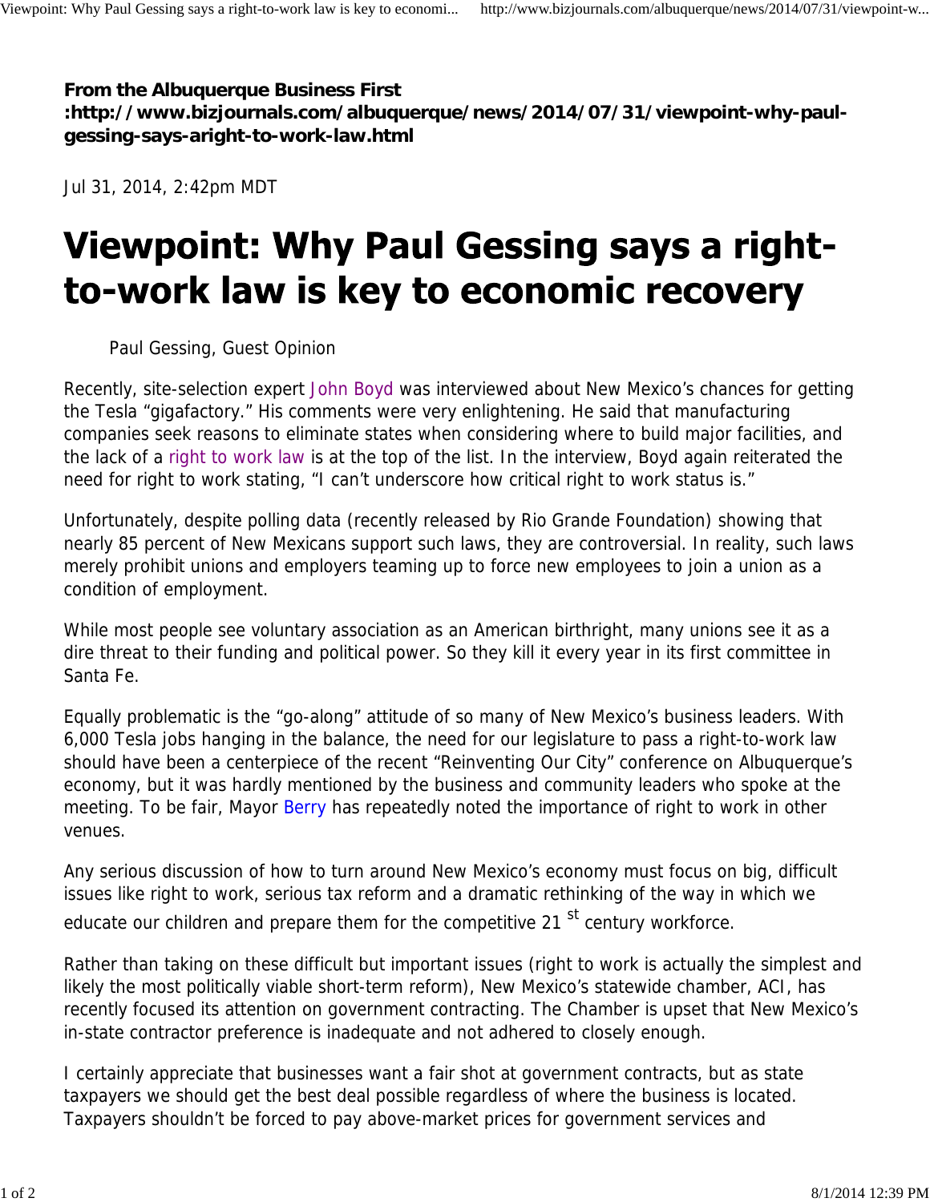**From the Albuquerque Business First :http://www.bizjournals.com/albuquerque/news/2014/07/31/viewpoint-why-paul-gessing-says-aright-to-work-law.html**

Jul 31, 2014, 2:42pm MDT

# Viewpoint: Why Paul Gessing says a right-to-work law is key to economic recovery

Paul Gessing, Guest Opinion

Recently, site-selection expert John Boyd was interviewed about New Mexico's chances for getting the Tesla "gigafactory." His comments were very enlightening. He said that manufacturing companies seek reasons to eliminate states when considering where to build major facilities, and the lack of a right to work law is at the top of the list. In the interview, Boyd again reiterated the need for right to work stating, "I can't underscore how critical right to work status is."

Unfortunately, despite polling data (recently released by Rio Grande Foundation) showing that nearly 85 percent of New Mexicans support such laws, they are controversial. In reality, such laws merely prohibit unions and employers teaming up to force new employees to join a union as a condition of employment.

While most people see voluntary association as an American birthright, many unions see it as a dire threat to their funding and political power. So they kill it every year in its first committee in Santa Fe.

Equally problematic is the "go-along" attitude of so many of New Mexico's business leaders. With 6,000 Tesla jobs hanging in the balance, the need for our legislature to pass a right-to-work law should have been a centerpiece of the recent "Reinventing Our City" conference on Albuquerque's economy, but it was hardly mentioned by the business and community leaders who spoke at the meeting. To be fair, Mayor Berry has repeatedly noted the importance of right to work in other venues.

Any serious discussion of how to turn around New Mexico's economy must focus on big, difficult issues like right to work, serious tax reform and a dramatic rethinking of the way in which we educate our children and prepare them for the competitive 21st century workforce.

Rather than taking on these difficult but important issues (right to work is actually the simplest and likely the most politically viable short-term reform), New Mexico's statewide chamber, ACI, has recently focused its attention on government contracting. The Chamber is upset that New Mexico's in-state contractor preference is inadequate and not adhered to closely enough.

I certainly appreciate that businesses want a fair shot at government contracts, but as state taxpayers we should get the best deal possible regardless of where the business is located. Taxpayers shouldn't be forced to pay above-market prices for government services and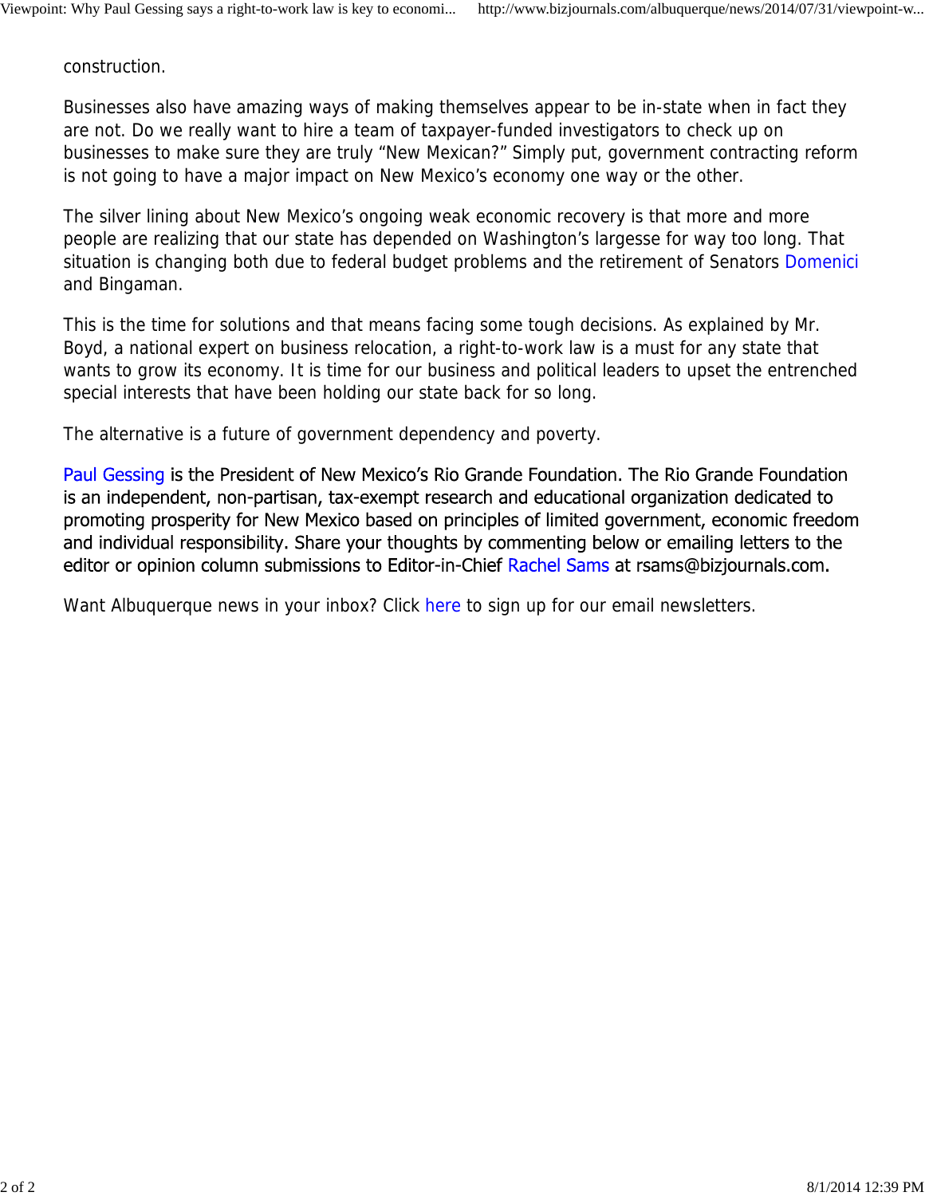construction.

Businesses also have amazing ways of making themselves appear to be in-state when in fact they are not. Do we really want to hire a team of taxpayer-funded investigators to check up on businesses to make sure they are truly “New Mexican?” Simply put, government contracting reform is not going to have a major impact on New Mexico’s economy one way or the other.

The silver lining about New Mexico’s ongoing weak economic recovery is that more and more people are realizing that our state has depended on Washington’s largesse for way too long. That situation is changing both due to federal budget problems and the retirement of Senators Domenici and Bingaman.

This is the time for solutions and that means facing some tough decisions. As explained by Mr. Boyd, a national expert on business relocation, a right-to-work law is a must for any state that wants to grow its economy. It is time for our business and political leaders to upset the entrenched special interests that have been holding our state back for so long.

The alternative is a future of government dependency and poverty.

Paul Gessing is the President of New Mexico’s Rio Grande Foundation. The Rio Grande Foundation is an independent, non-partisan, tax-exempt research and educational organization dedicated to promoting prosperity for New Mexico based on principles of limited government, economic freedom and individual responsibility. Share your thoughts by commenting below or emailing letters to the editor or opinion column submissions to Editor-in-Chief Rachel Sams at rsams@bizjournals.com.

Want Albuquerque news in your inbox? Click here to sign up for our email newsletters.